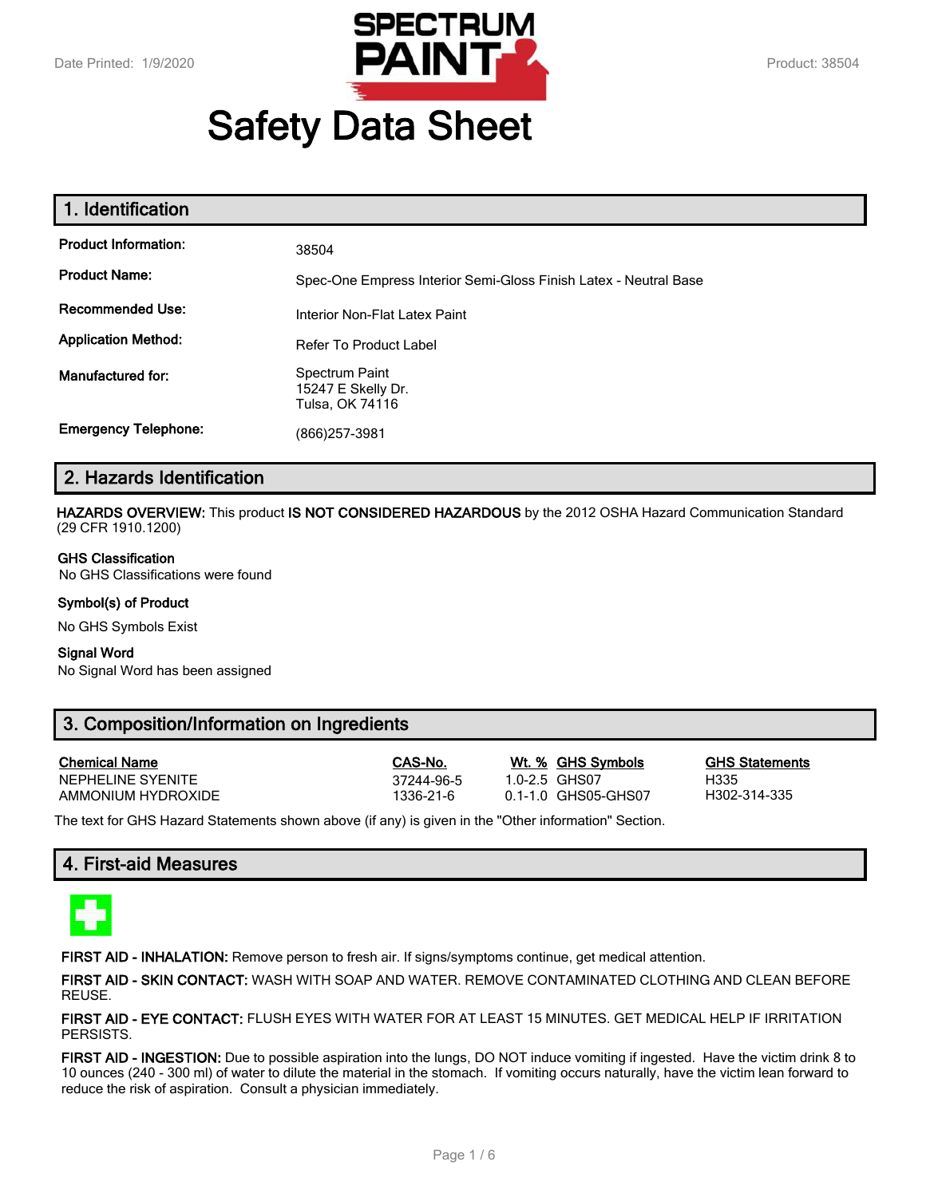# Safety Data Sheet

## 1. Identification

**Product Information:** 38504

**Product Name:** Spec-One Empress Interior Semi-Gloss Finish Latex - Neutral Base

**Recommended Use:** Interior Non-Flat Latex Paint

**Application Method:** Refer To Product Label

**Manufactured for:** Spectrum Paint
15247 E Skelly Dr.
Tulsa, OK 74116

**Emergency Telephone:** (866)257-3981

## 2. Hazards Identification

**HAZARDS OVERVIEW:** This product **IS NOT CONSIDERED HAZARDOUS** by the 2012 OSHA Hazard Communication Standard (29 CFR 1910.1200)

**GHS Classification**
No GHS Classifications were found

**Symbol(s) of Product**
No GHS Symbols Exist

**Signal Word**
No Signal Word has been assigned

## 3. Composition/Information on Ingredients

| Chemical Name | CAS-No. | Wt. % | GHS Symbols | GHS Statements |
|---|---|---|---|---|
| NEPHELINE SYENITE | 37244-96-5 | 1.0-2.5 | GHS07 | H335 |
| AMMONIUM HYDROXIDE | 1336-21-6 | 0.1-1.0 | GHS05-GHS07 | H302-314-335 |

The text for GHS Hazard Statements shown above (if any) is given in the "Other information" Section.

## 4. First-aid Measures

**FIRST AID - INHALATION:** Remove person to fresh air. If signs/symptoms continue, get medical attention.

**FIRST AID - SKIN CONTACT:** WASH WITH SOAP AND WATER. REMOVE CONTAMINATED CLOTHING AND CLEAN BEFORE REUSE.

**FIRST AID - EYE CONTACT:** FLUSH EYES WITH WATER FOR AT LEAST 15 MINUTES. GET MEDICAL HELP IF IRRITATION PERSISTS.

**FIRST AID - INGESTION:** Due to possible aspiration into the lungs, DO NOT induce vomiting if ingested. Have the victim drink 8 to 10 ounces (240 - 300 ml) of water to dilute the material in the stomach. If vomiting occurs naturally, have the victim lean forward to reduce the risk of aspiration. Consult a physician immediately.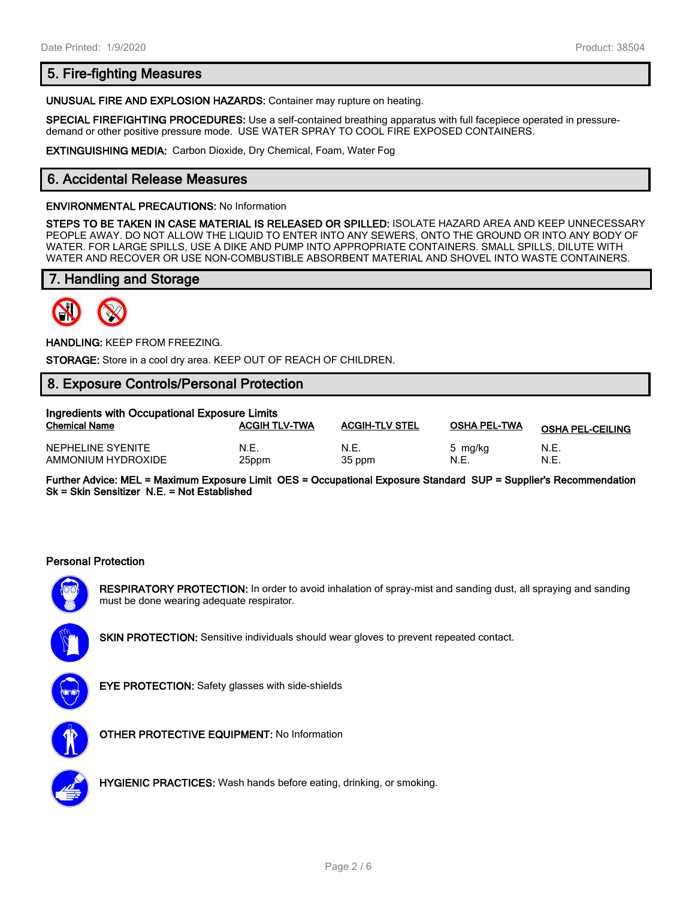## 5. Fire-fighting Measures

**UNUSUAL FIRE AND EXPLOSION HAZARDS:** Container may rupture on heating.

**SPECIAL FIREFIGHTING PROCEDURES:** Use a self-contained breathing apparatus with full facepiece operated in pressure-demand or other positive pressure mode. USE WATER SPRAY TO COOL FIRE EXPOSED CONTAINERS.

**EXTINGUISHING MEDIA:** Carbon Dioxide, Dry Chemical, Foam, Water Fog

## 6. Accidental Release Measures

**ENVIRONMENTAL PRECAUTIONS:** No Information

**STEPS TO BE TAKEN IN CASE MATERIAL IS RELEASED OR SPILLED:** ISOLATE HAZARD AREA AND KEEP UNNECESSARY PEOPLE AWAY. DO NOT ALLOW THE LIQUID TO ENTER INTO ANY SEWERS, ONTO THE GROUND OR INTO ANY BODY OF WATER. FOR LARGE SPILLS, USE A DIKE AND PUMP INTO APPROPRIATE CONTAINERS. SMALL SPILLS, DILUTE WITH WATER AND RECOVER OR USE NON-COMBUSTIBLE ABSORBENT MATERIAL AND SHOVEL INTO WASTE CONTAINERS.

## 7. Handling and Storage

**HANDLING:** KEEP FROM FREEZING.

**STORAGE:** Store in a cool dry area. KEEP OUT OF REACH OF CHILDREN.

## 8. Exposure Controls/Personal Protection

**Ingredients with Occupational Exposure Limits**

| Chemical Name | ACGIH TLV-TWA | ACGIH-TLV STEL | OSHA PEL-TWA | OSHA PEL-CEILING |
|---|---|---|---|---|
| NEPHELINE SYENITE | N.E. | N.E. | 5 mg/kg | N.E. |
| AMMONIUM HYDROXIDE | 25ppm | 35 ppm | N.E. | N.E. |

**Further Advice: MEL = Maximum Exposure Limit OES = Occupational Exposure Standard SUP = Supplier's Recommendation Sk = Skin Sensitizer N.E. = Not Established**

### Personal Protection

**RESPIRATORY PROTECTION:** In order to avoid inhalation of spray-mist and sanding dust, all spraying and sanding must be done wearing adequate respirator.

**SKIN PROTECTION:** Sensitive individuals should wear gloves to prevent repeated contact.

**EYE PROTECTION:** Safety glasses with side-shields

**OTHER PROTECTIVE EQUIPMENT:** No Information

**HYGIENIC PRACTICES:** Wash hands before eating, drinking, or smoking.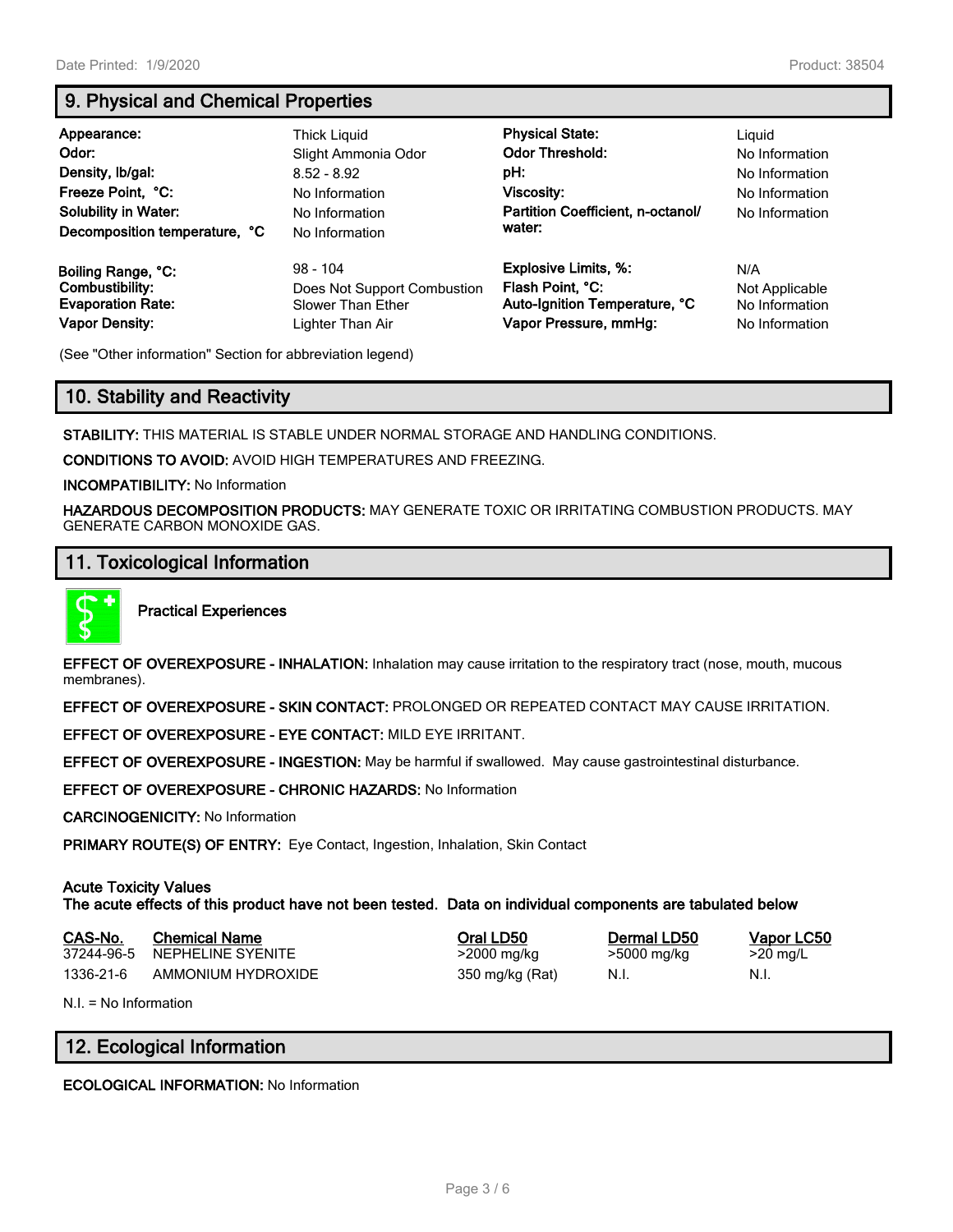## 9. Physical and Chemical Properties

| | | | |
|---|---|---|---|
| **Appearance:** | Thick Liquid | **Physical State:** | Liquid |
| **Odor:** | Slight Ammonia Odor | **Odor Threshold:** | No Information |
| **Density, lb/gal:** | 8.52 - 8.92 | **pH:** | No Information |
| **Freeze Point, °C:** | No Information | **Viscosity:** | No Information |
| **Solubility in Water:** | No Information | **Partition Coefficient, n-octanol/ water:** | No Information |
| **Decomposition temperature, °C** | No Information | | |
| **Boiling Range, °C:** | 98 - 104 | **Explosive Limits, %:** | N/A |
| **Combustibility:** | Does Not Support Combustion | **Flash Point, °C:** | Not Applicable |
| **Evaporation Rate:** | Slower Than Ether | **Auto-Ignition Temperature, °C** | No Information |
| **Vapor Density:** | Lighter Than Air | **Vapor Pressure, mmHg:** | No Information |

(See "Other information" Section for abbreviation legend)

## 10. Stability and Reactivity

**STABILITY:** THIS MATERIAL IS STABLE UNDER NORMAL STORAGE AND HANDLING CONDITIONS.

**CONDITIONS TO AVOID:** AVOID HIGH TEMPERATURES AND FREEZING.

**INCOMPATIBILITY:** No Information

**HAZARDOUS DECOMPOSITION PRODUCTS:** MAY GENERATE TOXIC OR IRRITATING COMBUSTION PRODUCTS. MAY GENERATE CARBON MONOXIDE GAS.

## 11. Toxicological Information

**Practical Experiences**

**EFFECT OF OVEREXPOSURE - INHALATION:** Inhalation may cause irritation to the respiratory tract (nose, mouth, mucous membranes).

**EFFECT OF OVEREXPOSURE - SKIN CONTACT:** PROLONGED OR REPEATED CONTACT MAY CAUSE IRRITATION.

**EFFECT OF OVEREXPOSURE - EYE CONTACT:** MILD EYE IRRITANT.

**EFFECT OF OVEREXPOSURE - INGESTION:** May be harmful if swallowed. May cause gastrointestinal disturbance.

**EFFECT OF OVEREXPOSURE - CHRONIC HAZARDS:** No Information

**CARCINOGENICITY:** No Information

**PRIMARY ROUTE(S) OF ENTRY:** Eye Contact, Ingestion, Inhalation, Skin Contact

**Acute Toxicity Values**
**The acute effects of this product have not been tested. Data on individual components are tabulated below**

| CAS-No. | Chemical Name | Oral LD50 | Dermal LD50 | Vapor LC50 |
|---|---|---|---|---|
| 37244-96-5 | NEPHELINE SYENITE | >2000 mg/kg | >5000 mg/kg | >20 mg/L |
| 1336-21-6 | AMMONIUM HYDROXIDE | 350 mg/kg (Rat) | N.I. | N.I. |

N.I. = No Information

## 12. Ecological Information

**ECOLOGICAL INFORMATION:** No Information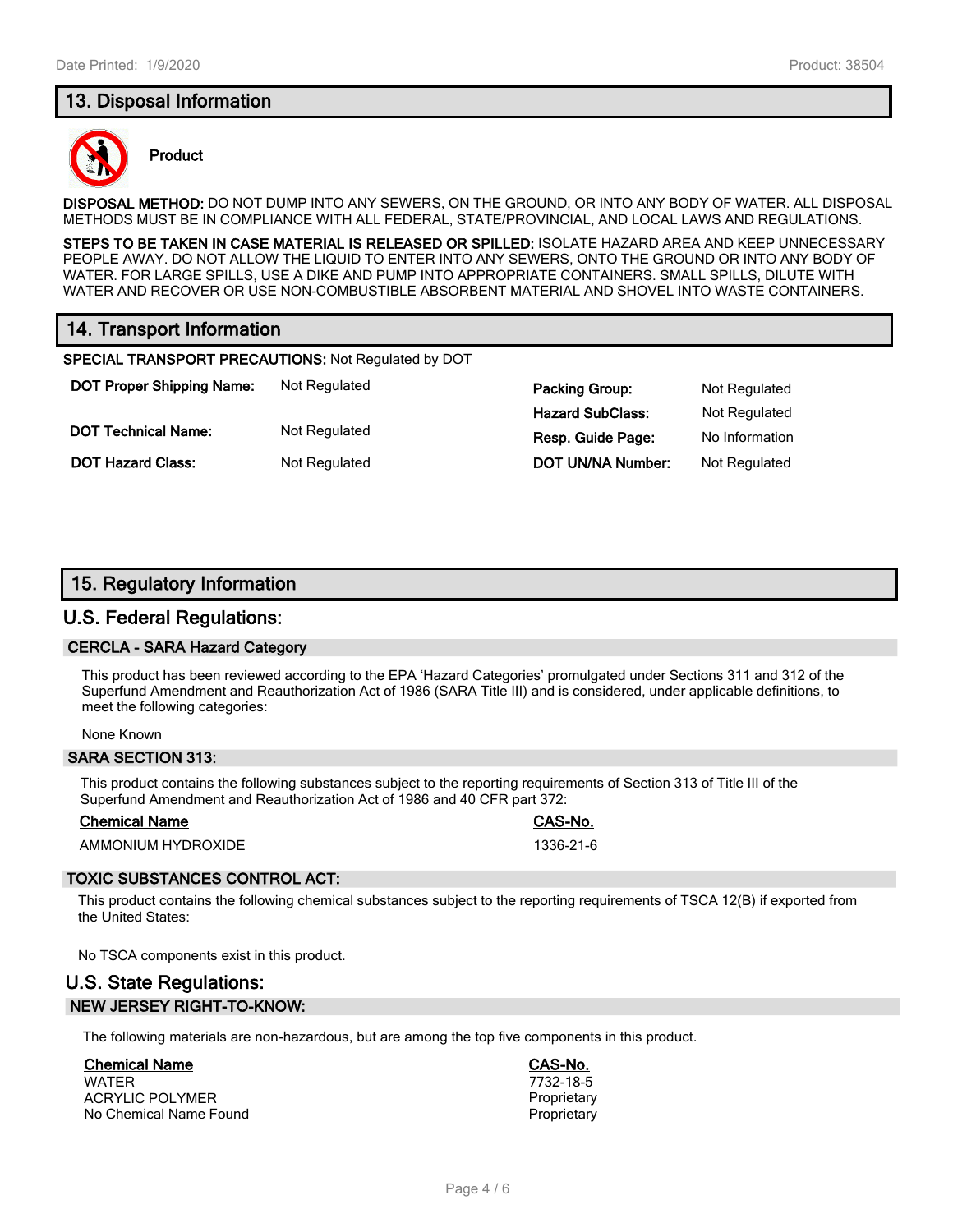## 13. Disposal Information

**Product**

**DISPOSAL METHOD:** DO NOT DUMP INTO ANY SEWERS, ON THE GROUND, OR INTO ANY BODY OF WATER. ALL DISPOSAL METHODS MUST BE IN COMPLIANCE WITH ALL FEDERAL, STATE/PROVINCIAL, AND LOCAL LAWS AND REGULATIONS.

**STEPS TO BE TAKEN IN CASE MATERIAL IS RELEASED OR SPILLED:** ISOLATE HAZARD AREA AND KEEP UNNECESSARY PEOPLE AWAY. DO NOT ALLOW THE LIQUID TO ENTER INTO ANY SEWERS, ONTO THE GROUND OR INTO ANY BODY OF WATER. FOR LARGE SPILLS, USE A DIKE AND PUMP INTO APPROPRIATE CONTAINERS. SMALL SPILLS, DILUTE WITH WATER AND RECOVER OR USE NON-COMBUSTIBLE ABSORBENT MATERIAL AND SHOVEL INTO WASTE CONTAINERS.

## 14. Transport Information

**SPECIAL TRANSPORT PRECAUTIONS:** Not Regulated by DOT

| | | | |
|---|---|---|---|
| **DOT Proper Shipping Name:** | Not Regulated | **Packing Group:** | Not Regulated |
| | | **Hazard SubClass:** | Not Regulated |
| **DOT Technical Name:** | Not Regulated | **Resp. Guide Page:** | No Information |
| **DOT Hazard Class:** | Not Regulated | **DOT UN/NA Number:** | Not Regulated |

## 15. Regulatory Information

### U.S. Federal Regulations:

#### CERCLA - SARA Hazard Category

This product has been reviewed according to the EPA 'Hazard Categories' promulgated under Sections 311 and 312 of the Superfund Amendment and Reauthorization Act of 1986 (SARA Title III) and is considered, under applicable definitions, to meet the following categories:

None Known

#### SARA SECTION 313:

This product contains the following substances subject to the reporting requirements of Section 313 of Title III of the Superfund Amendment and Reauthorization Act of 1986 and 40 CFR part 372:

| Chemical Name | CAS-No. |
|---|---|
| AMMONIUM HYDROXIDE | 1336-21-6 |

#### TOXIC SUBSTANCES CONTROL ACT:

This product contains the following chemical substances subject to the reporting requirements of TSCA 12(B) if exported from the United States:

No TSCA components exist in this product.

### U.S. State Regulations:

#### NEW JERSEY RIGHT-TO-KNOW:

The following materials are non-hazardous, but are among the top five components in this product.

| Chemical Name | CAS-No. |
|---|---|
| WATER | 7732-18-5 |
| ACRYLIC POLYMER | Proprietary |
| No Chemical Name Found | Proprietary |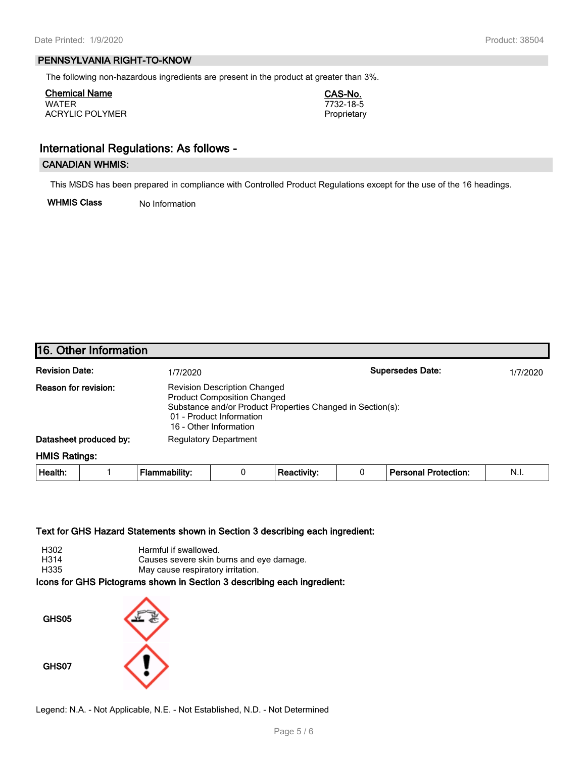### PENNSYLVANIA RIGHT-TO-KNOW

The following non-hazardous ingredients are present in the product at greater than 3%.

| Chemical Name | CAS-No. |
|---|---|
| WATER | 7732-18-5 |
| ACRYLIC POLYMER | Proprietary |

## International Regulations: As follows -

### CANADIAN WHMIS:

This MSDS has been prepared in compliance with Controlled Product Regulations except for the use of the 16 headings.

**WHMIS Class** No Information

## 16. Other Information

**Revision Date:** 1/7/2020 **Supersedes Date:** 1/7/2020

**Reason for revision:** Revision Description Changed
Product Composition Changed
Substance and/or Product Properties Changed in Section(s):
01 - Product Information
16 - Other Information

**Datasheet produced by:** Regulatory Department

**HMIS Ratings:**

| Health: | 1 | Flammability: | 0 | Reactivity: | 0 | Personal Protection: | N.I. |
|---|---|---|---|---|---|---|---|

**Text for GHS Hazard Statements shown in Section 3 describing each ingredient:**

| | |
|---|---|
| H302 | Harmful if swallowed. |
| H314 | Causes severe skin burns and eye damage. |
| H335 | May cause respiratory irritation. |

**Icons for GHS Pictograms shown in Section 3 describing each ingredient:**

GHS05

GHS07

Legend: N.A. - Not Applicable, N.E. - Not Established, N.D. - Not Determined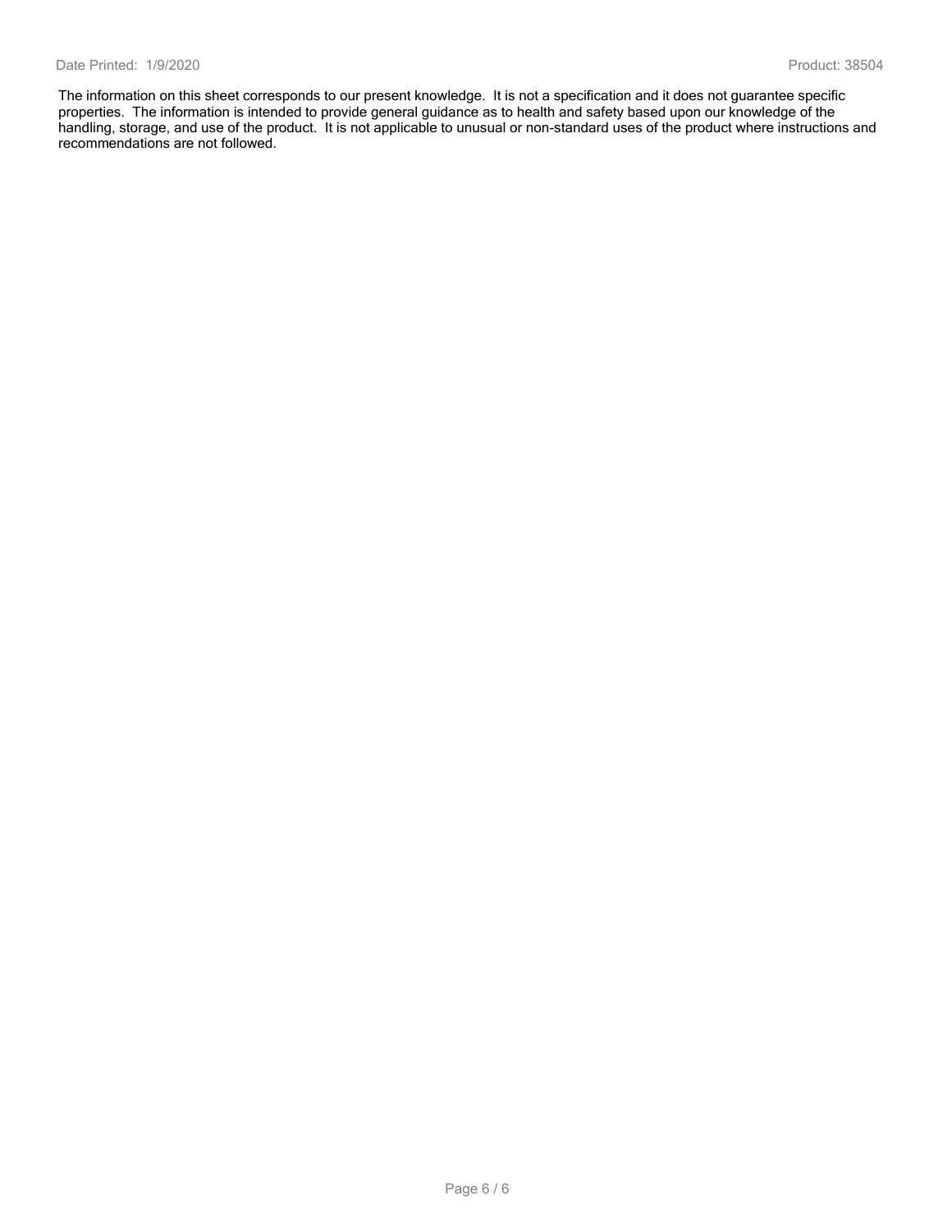The information on this sheet corresponds to our present knowledge. It is not a specification and it does not guarantee specific properties. The information is intended to provide general guidance as to health and safety based upon our knowledge of the handling, storage, and use of the product. It is not applicable to unusual or non-standard uses of the product where instructions and recommendations are not followed.